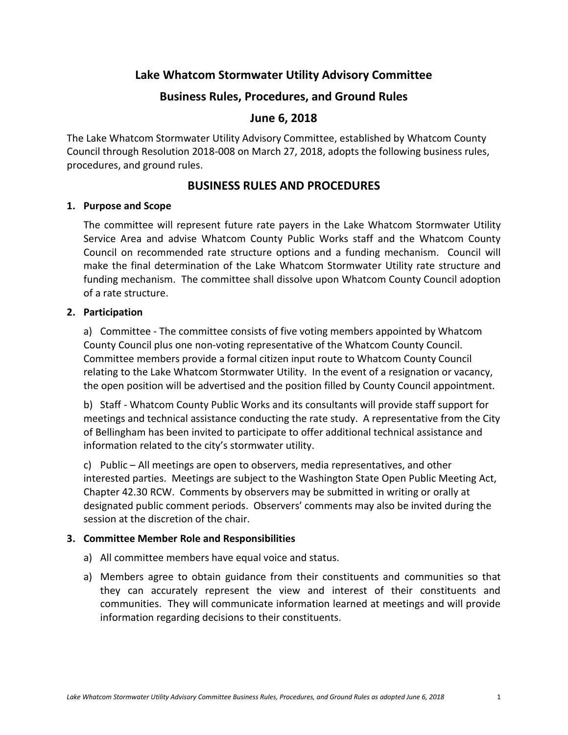# Lake Whatcom Stormwater Utility Advisory Committee

## Business Rules, Procedures, and Ground Rules

## June 6, 2018

The Lake Whatcom Stormwater Utility Advisory Committee, established by Whatcom County Council through Resolution 2018-008 on March 27, 2018, adopts the following business rules, procedures, and ground rules.

## BUSINESS RULES AND PROCEDURES

### 1. Purpose and Scope

The committee will represent future rate payers in the Lake Whatcom Stormwater Utility Service Area and advise Whatcom County Public Works staff and the Whatcom County Council on recommended rate structure options and a funding mechanism. Council will make the final determination of the Lake Whatcom Stormwater Utility rate structure and funding mechanism. The committee shall dissolve upon Whatcom County Council adoption of a rate structure.

### 2. Participation

a) Committee - The committee consists of five voting members appointed by Whatcom County Council plus one non-voting representative of the Whatcom County Council. Committee members provide a formal citizen input route to Whatcom County Council relating to the Lake Whatcom Stormwater Utility. In the event of a resignation or vacancy, the open position will be advertised and the position filled by County Council appointment.

b) Staff - Whatcom County Public Works and its consultants will provide staff support for meetings and technical assistance conducting the rate study. A representative from the City of Bellingham has been invited to participate to offer additional technical assistance and information related to the city's stormwater utility.

c) Public – All meetings are open to observers, media representatives, and other interested parties. Meetings are subject to the Washington State Open Public Meeting Act, Chapter 42.30 RCW. Comments by observers may be submitted in writing or orally at designated public comment periods. Observers' comments may also be invited during the session at the discretion of the chair.

### 3. Committee Member Role and Responsibilities

a) All committee members have equal voice and status.

a) Members agree to obtain guidance from their constituents and communities so that they can accurately represent the view and interest of their constituents and communities. They will communicate information learned at meetings and will provide information regarding decisions to their constituents.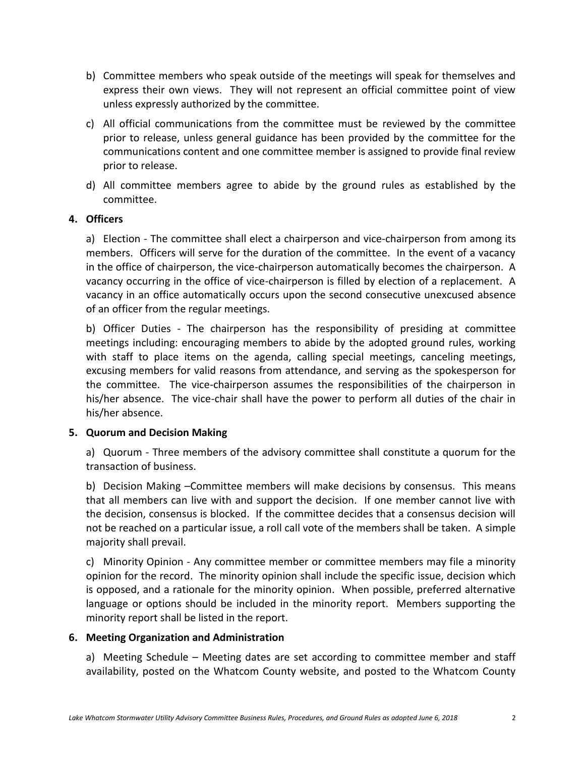b) Committee members who speak outside of the meetings will speak for themselves and express their own views. They will not represent an official committee point of view unless expressly authorized by the committee.

c) All official communications from the committee must be reviewed by the committee prior to release, unless general guidance has been provided by the committee for the communications content and one committee member is assigned to provide final review prior to release.

d) All committee members agree to abide by the ground rules as established by the committee.

**4. Officers**

a) Election - The committee shall elect a chairperson and vice-chairperson from among its members. Officers will serve for the duration of the committee. In the event of a vacancy in the office of chairperson, the vice-chairperson automatically becomes the chairperson. A vacancy occurring in the office of vice-chairperson is filled by election of a replacement. A vacancy in an office automatically occurs upon the second consecutive unexcused absence of an officer from the regular meetings.

b) Officer Duties - The chairperson has the responsibility of presiding at committee meetings including: encouraging members to abide by the adopted ground rules, working with staff to place items on the agenda, calling special meetings, canceling meetings, excusing members for valid reasons from attendance, and serving as the spokesperson for the committee. The vice-chairperson assumes the responsibilities of the chairperson in his/her absence. The vice-chair shall have the power to perform all duties of the chair in his/her absence.

**5. Quorum and Decision Making**

a) Quorum - Three members of the advisory committee shall constitute a quorum for the transaction of business.

b) Decision Making –Committee members will make decisions by consensus. This means that all members can live with and support the decision. If one member cannot live with the decision, consensus is blocked. If the committee decides that a consensus decision will not be reached on a particular issue, a roll call vote of the members shall be taken. A simple majority shall prevail.

c) Minority Opinion - Any committee member or committee members may file a minority opinion for the record. The minority opinion shall include the specific issue, decision which is opposed, and a rationale for the minority opinion. When possible, preferred alternative language or options should be included in the minority report. Members supporting the minority report shall be listed in the report.

**6. Meeting Organization and Administration**

a) Meeting Schedule – Meeting dates are set according to committee member and staff availability, posted on the Whatcom County website, and posted to the Whatcom County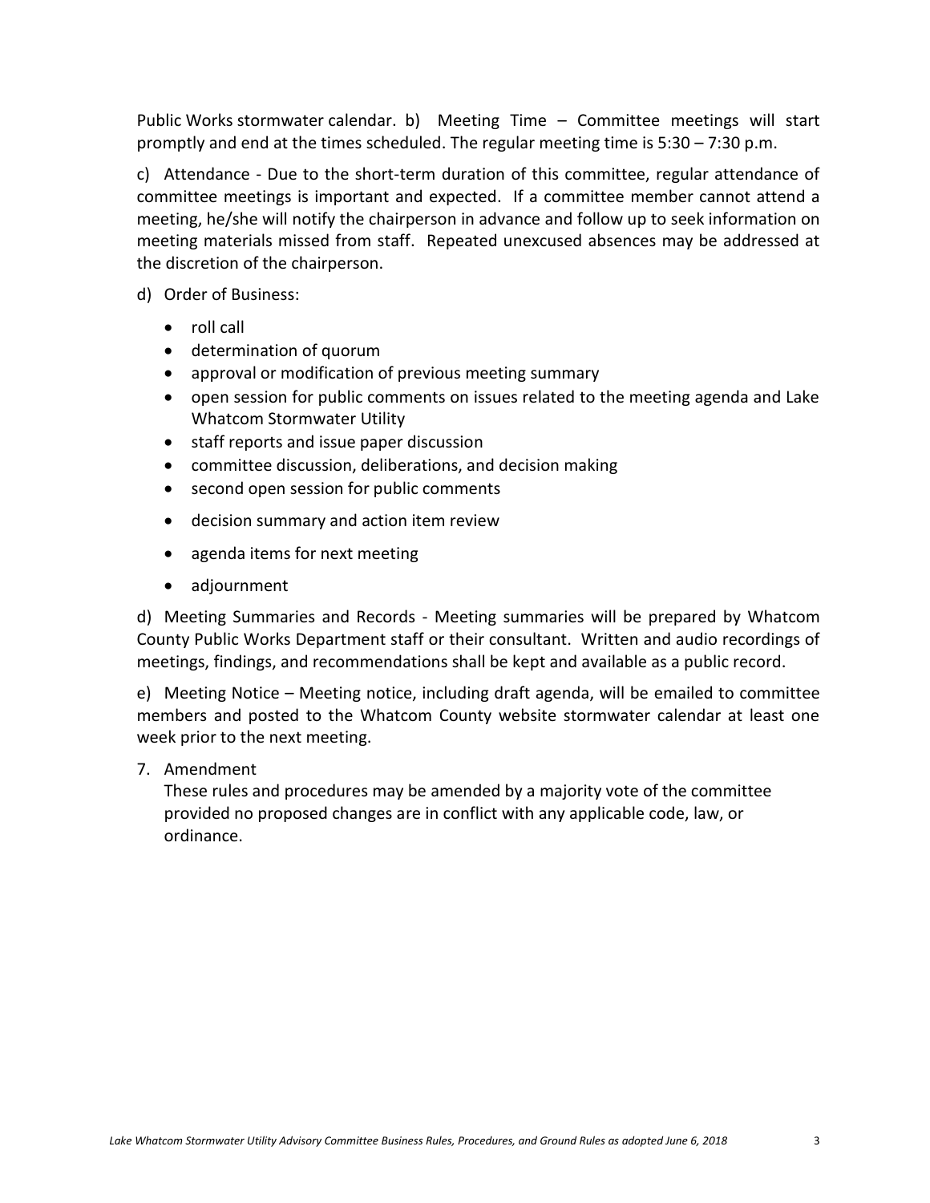Public Works stormwater calendar. b) Meeting Time – Committee meetings will start promptly and end at the times scheduled. The regular meeting time is 5:30 – 7:30 p.m.

c) Attendance - Due to the short-term duration of this committee, regular attendance of committee meetings is important and expected. If a committee member cannot attend a meeting, he/she will notify the chairperson in advance and follow up to seek information on meeting materials missed from staff. Repeated unexcused absences may be addressed at the discretion of the chairperson.

d) Order of Business:

- roll call
- determination of quorum
- approval or modification of previous meeting summary
- open session for public comments on issues related to the meeting agenda and Lake Whatcom Stormwater Utility
- staff reports and issue paper discussion
- committee discussion, deliberations, and decision making
- second open session for public comments
- decision summary and action item review
- agenda items for next meeting
- adjournment

d) Meeting Summaries and Records - Meeting summaries will be prepared by Whatcom County Public Works Department staff or their consultant. Written and audio recordings of meetings, findings, and recommendations shall be kept and available as a public record.

e) Meeting Notice – Meeting notice, including draft agenda, will be emailed to committee members and posted to the Whatcom County website stormwater calendar at least one week prior to the next meeting.

7. Amendment

   These rules and procedures may be amended by a majority vote of the committee provided no proposed changes are in conflict with any applicable code, law, or ordinance.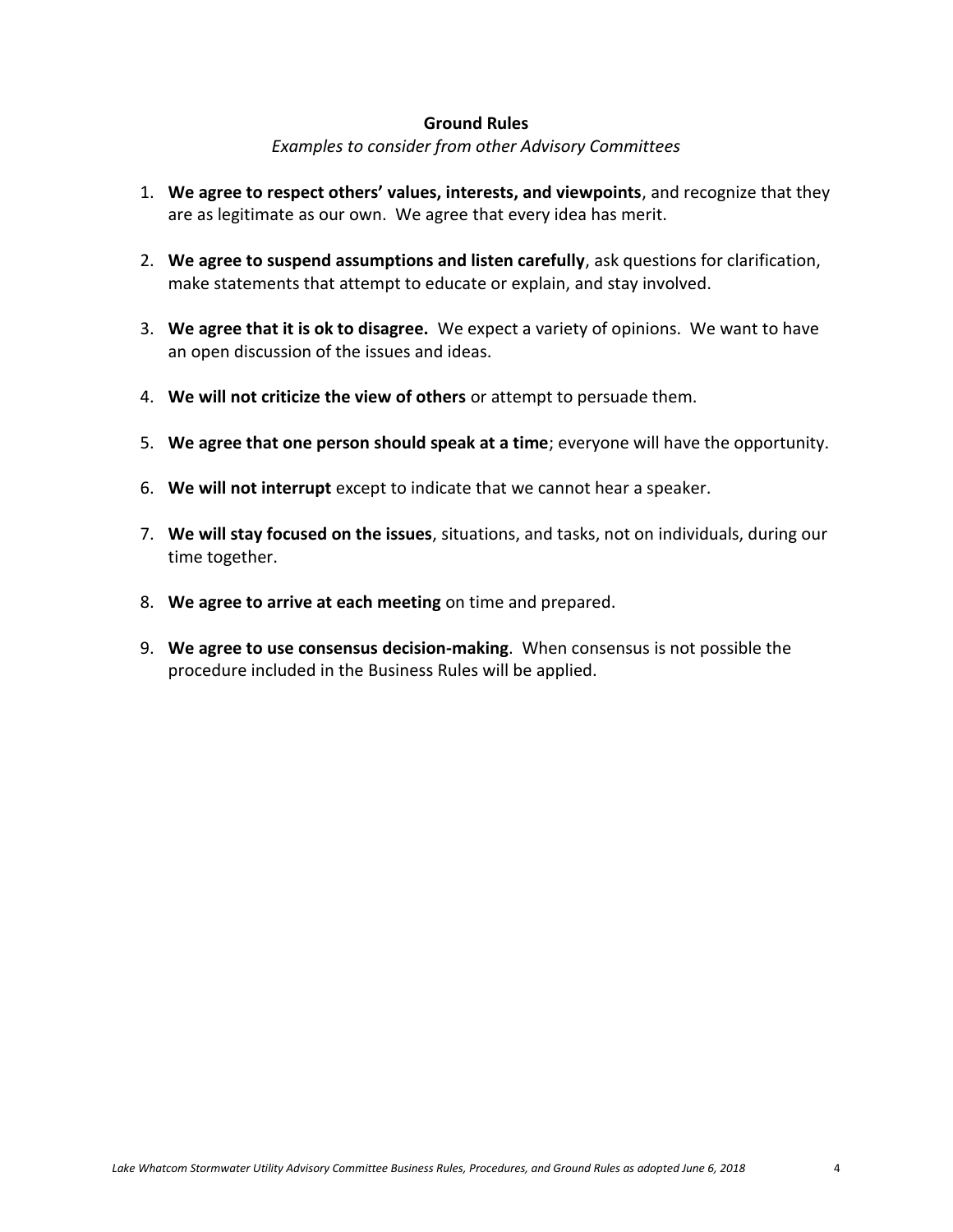**Ground Rules**

*Examples to consider from other Advisory Committees*

1. **We agree to respect others' values, interests, and viewpoints**, and recognize that they are as legitimate as our own. We agree that every idea has merit.

2. **We agree to suspend assumptions and listen carefully**, ask questions for clarification, make statements that attempt to educate or explain, and stay involved.

3. **We agree that it is ok to disagree.** We expect a variety of opinions. We want to have an open discussion of the issues and ideas.

4. **We will not criticize the view of others** or attempt to persuade them.

5. **We agree that one person should speak at a time**; everyone will have the opportunity.

6. **We will not interrupt** except to indicate that we cannot hear a speaker.

7. **We will stay focused on the issues**, situations, and tasks, not on individuals, during our time together.

8. **We agree to arrive at each meeting** on time and prepared.

9. **We agree to use consensus decision-making**. When consensus is not possible the procedure included in the Business Rules will be applied.